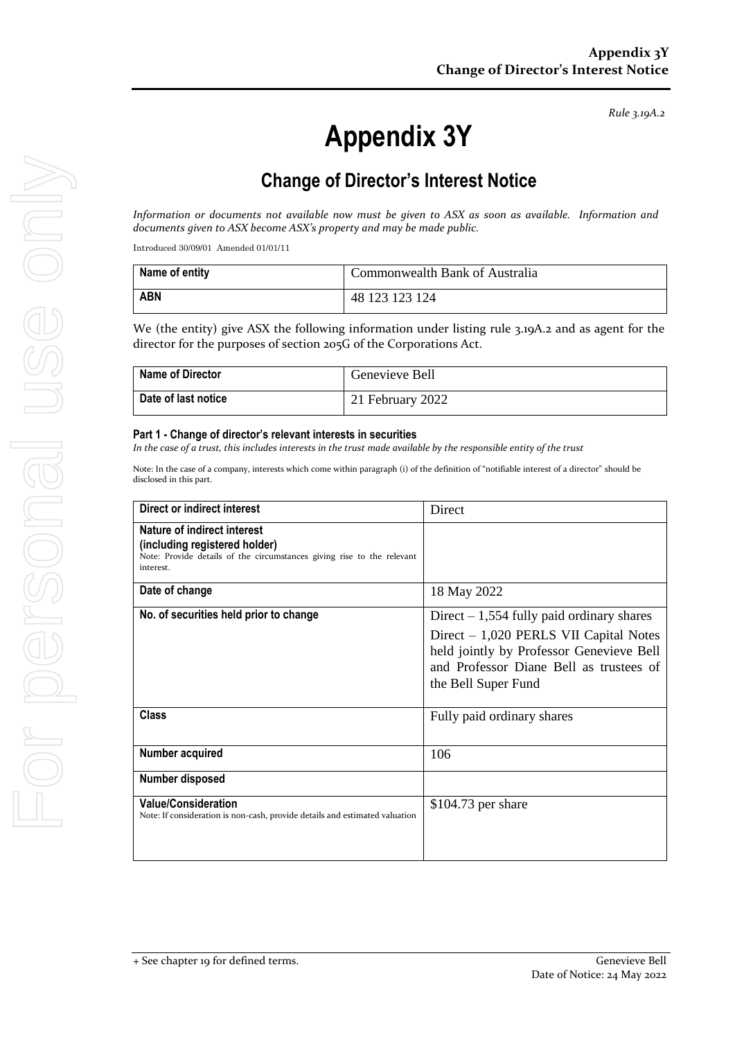*Rule 3.19A.2*

# Appendix 3Y

## Change of Director's Interest Notice

*Information or documents not available now must be given to ASX as soon as available. Information and documents given to ASX become ASX's property and may be made public.*

Introduced 30/09/01 Amended 01/01/11

| Name of entity | Commonwealth Bank of Australia |
| --- | --- |
| ABN | 48 123 123 124 |

We (the entity) give ASX the following information under listing rule 3.19A.2 and as agent for the director for the purposes of section 205G of the Corporations Act.

| Name of Director | Genevieve Bell |
| --- | --- |
| Date of last notice | 21 February 2022 |

#### Part 1 - Change of director's relevant interests in securities

*In the case of a trust, this includes interests in the trust made available by the responsible entity of the trust*

Note: In the case of a company, interests which come within paragraph (i) of the definition of "notifiable interest of a director" should be disclosed in this part.

| Direct or indirect interest | Direct |
| --- | --- |
| **Nature of indirect interest (including registered holder)**<br>Note: Provide details of the circumstances giving rise to the relevant interest. | |
| Date of change | 18 May 2022 |
| No. of securities held prior to change | Direct – 1,554 fully paid ordinary shares<br>Direct – 1,020 PERLS VII Capital Notes held jointly by Professor Genevieve Bell and Professor Diane Bell as trustees of the Bell Super Fund |
| Class | Fully paid ordinary shares |
| Number acquired | 106 |
| Number disposed | |
| **Value/Consideration**<br>Note: If consideration is non-cash, provide details and estimated valuation | $104.73 per share |

+ See chapter 19 for defined terms.

Genevieve Bell
Date of Notice: 24 May 2022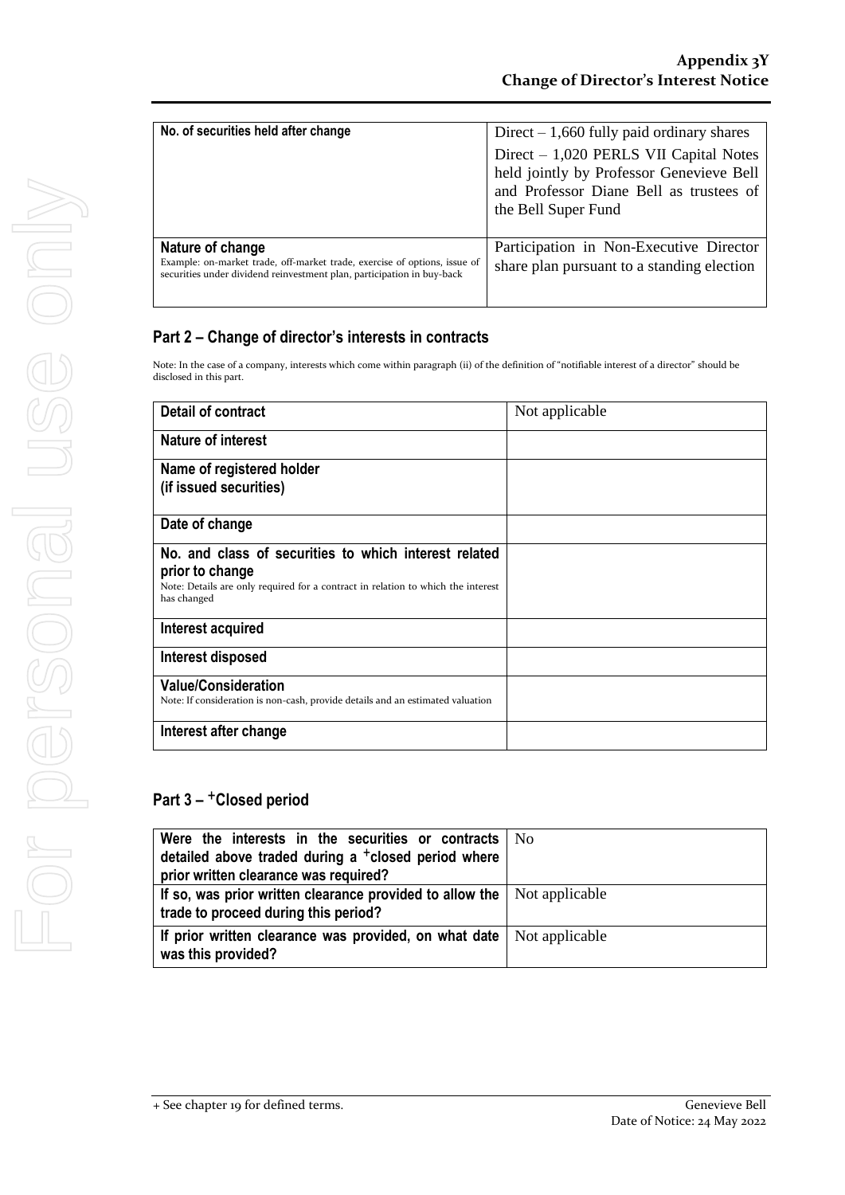| | |
|---|---|
| **No. of securities held after change** | Direct – 1,660 fully paid ordinary shares<br>Direct – 1,020 PERLS VII Capital Notes held jointly by Professor Genevieve Bell and Professor Diane Bell as trustees of the Bell Super Fund |
| **Nature of change**<br>Example: on-market trade, off-market trade, exercise of options, issue of securities under dividend reinvestment plan, participation in buy-back | Participation in Non-Executive Director share plan pursuant to a standing election |

## Part 2 – Change of director's interests in contracts

Note: In the case of a company, interests which come within paragraph (ii) of the definition of "notifiable interest of a director" should be disclosed in this part.

| | |
|---|---|
| **Detail of contract** | Not applicable |
| **Nature of interest** | |
| **Name of registered holder (if issued securities)** | |
| **Date of change** | |
| **No. and class of securities to which interest related prior to change**<br>Note: Details are only required for a contract in relation to which the interest has changed | |
| **Interest acquired** | |
| **Interest disposed** | |
| **Value/Consideration**<br>Note: If consideration is non-cash, provide details and an estimated valuation | |
| **Interest after change** | |

## Part 3 – +Closed period

| | |
|---|---|
| **Were the interests in the securities or contracts detailed above traded during a +closed period where prior written clearance was required?** | No |
| **If so, was prior written clearance provided to allow the trade to proceed during this period?** | Not applicable |
| **If prior written clearance was provided, on what date was this provided?** | Not applicable |

+ See chapter 19 for defined terms.

Genevieve Bell
Date of Notice: 24 May 2022